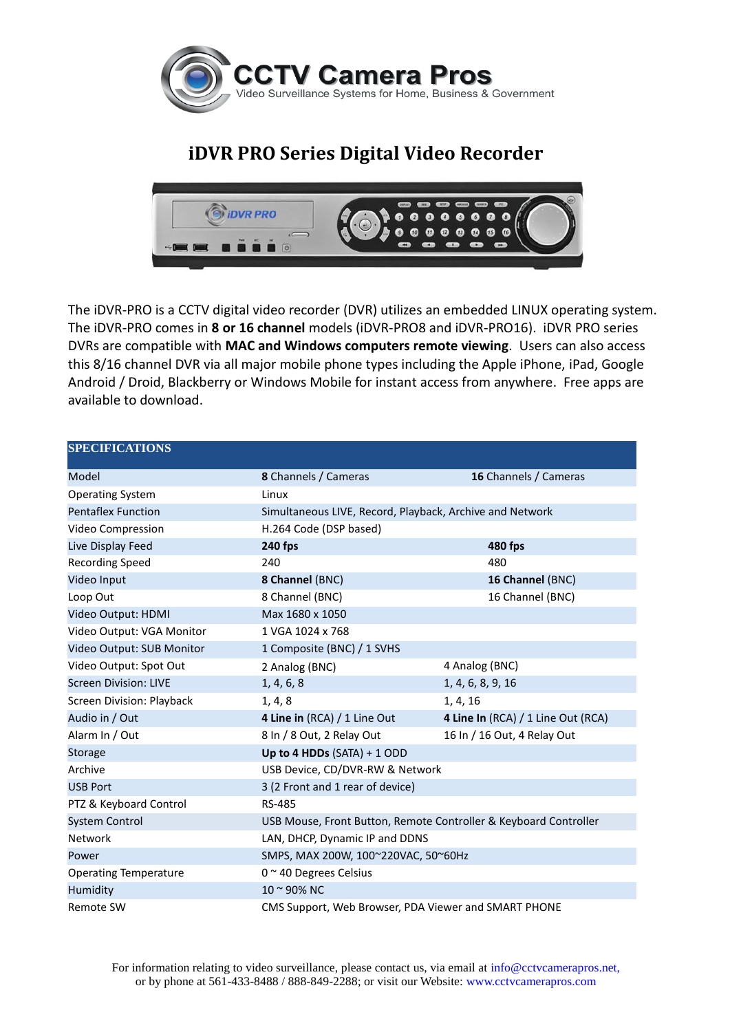# CCTV Camera Pros

Video Surveillance Systems for Home, Business & Government

## iDVR PRO Series Digital Video Recorder

The iDVR-PRO is a CCTV digital video recorder (DVR) utilizes an embedded LINUX operating system. The iDVR-PRO comes in **8 or 16 channel** models (iDVR-PRO8 and iDVR-PRO16). iDVR PRO series DVRs are compatible with **MAC and Windows computers remote viewing**. Users can also access this 8/16 channel DVR via all major mobile phone types including the Apple iPhone, iPad, Google Android / Droid, Blackberry or Windows Mobile for instant access from anywhere. Free apps are available to download.

| SPECIFICATIONS | | |
|---|---|---|
| Model | **8** Channels / Cameras | **16** Channels / Cameras |
| Operating System | Linux | |
| Pentaflex Function | Simultaneous LIVE, Record, Playback, Archive and Network | |
| Video Compression | H.264 Code (DSP based) | |
| Live Display Feed | **240 fps** | **480 fps** |
| Recording Speed | 240 | 480 |
| Video Input | **8 Channel** (BNC) | **16 Channel** (BNC) |
| Loop Out | 8 Channel (BNC) | 16 Channel (BNC) |
| Video Output: HDMI | Max 1680 x 1050 | |
| Video Output: VGA Monitor | 1 VGA 1024 x 768 | |
| Video Output: SUB Monitor | 1 Composite (BNC) / 1 SVHS | |
| Video Output: Spot Out | 2 Analog (BNC) | 4 Analog (BNC) |
| Screen Division: LIVE | 1, 4, 6, 8 | 1, 4, 6, 8, 9, 16 |
| Screen Division: Playback | 1, 4, 8 | 1, 4, 16 |
| Audio in / Out | **4 Line in** (RCA) / 1 Line Out | **4 Line In** (RCA) / 1 Line Out (RCA) |
| Alarm In / Out | 8 In / 8 Out, 2 Relay Out | 16 In / 16 Out, 4 Relay Out |
| Storage | **Up to 4 HDDs** (SATA) + 1 ODD | |
| Archive | USB Device, CD/DVR-RW & Network | |
| USB Port | 3 (2 Front and 1 rear of device) | |
| PTZ & Keyboard Control | RS-485 | |
| System Control | USB Mouse, Front Button, Remote Controller & Keyboard Controller | |
| Network | LAN, DHCP, Dynamic IP and DDNS | |
| Power | SMPS, MAX 200W, 100~220VAC, 50~60Hz | |
| Operating Temperature | 0 ~ 40 Degrees Celsius | |
| Humidity | 10 ~ 90% NC | |
| Remote SW | CMS Support, Web Browser, PDA Viewer and SMART PHONE | |

For information relating to video surveillance, please contact us, via email at info@cctvcamerapros.net, or by phone at 561-433-8488 / 888-849-2288; or visit our Website: www.cctvcamerapros.com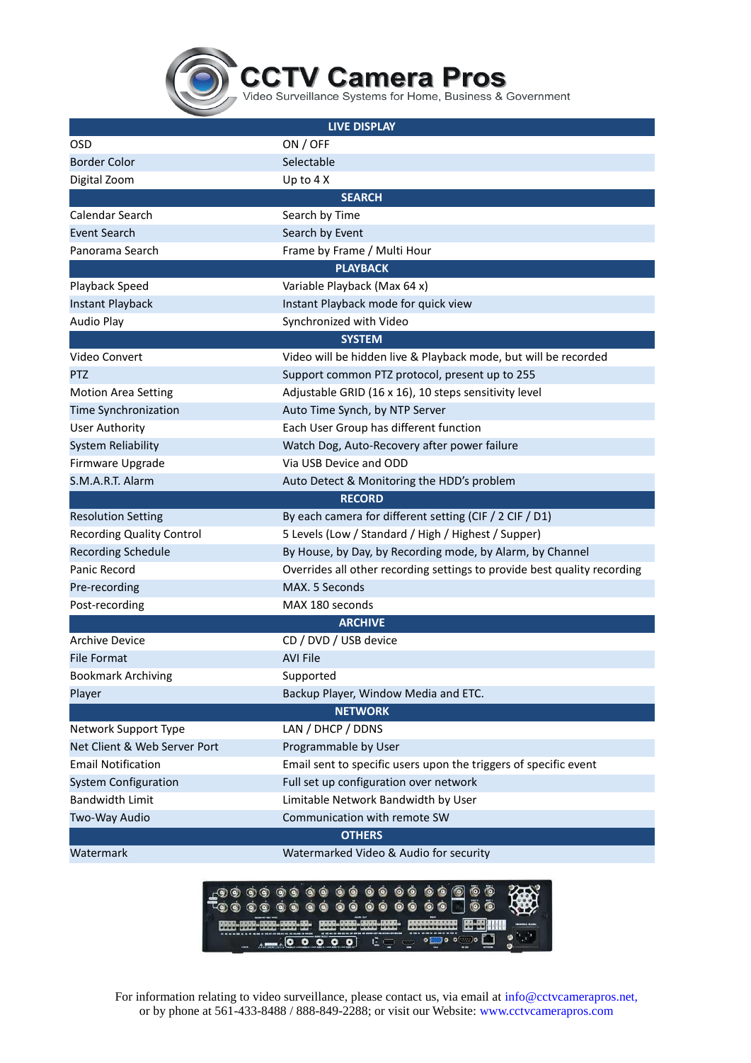# CCTV Camera Pros

Video Surveillance Systems for Home, Business & Government

| | |
|---|---|
| **LIVE DISPLAY** | |
| OSD | ON / OFF |
| Border Color | Selectable |
| Digital Zoom | Up to 4 X |
| **SEARCH** | |
| Calendar Search | Search by Time |
| Event Search | Search by Event |
| Panorama Search | Frame by Frame / Multi Hour |
| **PLAYBACK** | |
| Playback Speed | Variable Playback (Max 64 x) |
| Instant Playback | Instant Playback mode for quick view |
| Audio Play | Synchronized with Video |
| **SYSTEM** | |
| Video Convert | Video will be hidden live & Playback mode, but will be recorded |
| PTZ | Support common PTZ protocol, present up to 255 |
| Motion Area Setting | Adjustable GRID (16 x 16), 10 steps sensitivity level |
| Time Synchronization | Auto Time Synch, by NTP Server |
| User Authority | Each User Group has different function |
| System Reliability | Watch Dog, Auto-Recovery after power failure |
| Firmware Upgrade | Via USB Device and ODD |
| S.M.A.R.T. Alarm | Auto Detect & Monitoring the HDD's problem |
| **RECORD** | |
| Resolution Setting | By each camera for different setting (CIF / 2 CIF / D1) |
| Recording Quality Control | 5 Levels (Low / Standard / High / Highest / Supper) |
| Recording Schedule | By House, by Day, by Recording mode, by Alarm, by Channel |
| Panic Record | Overrides all other recording settings to provide best quality recording |
| Pre-recording | MAX. 5 Seconds |
| Post-recording | MAX 180 seconds |
| **ARCHIVE** | |
| Archive Device | CD / DVD / USB device |
| File Format | AVI File |
| Bookmark Archiving | Supported |
| Player | Backup Player, Window Media and ETC. |
| **NETWORK** | |
| Network Support Type | LAN / DHCP / DDNS |
| Net Client & Web Server Port | Programmable by User |
| Email Notification | Email sent to specific users upon the triggers of specific event |
| System Configuration | Full set up configuration over network |
| Bandwidth Limit | Limitable Network Bandwidth by User |
| Two-Way Audio | Communication with remote SW |
| **OTHERS** | |
| Watermark | Watermarked Video & Audio for security |

For information relating to video surveillance, please contact us, via email at info@cctvcamerapros.net, or by phone at 561-433-8488 / 888-849-2288; or visit our Website: www.cctvcamerapros.com